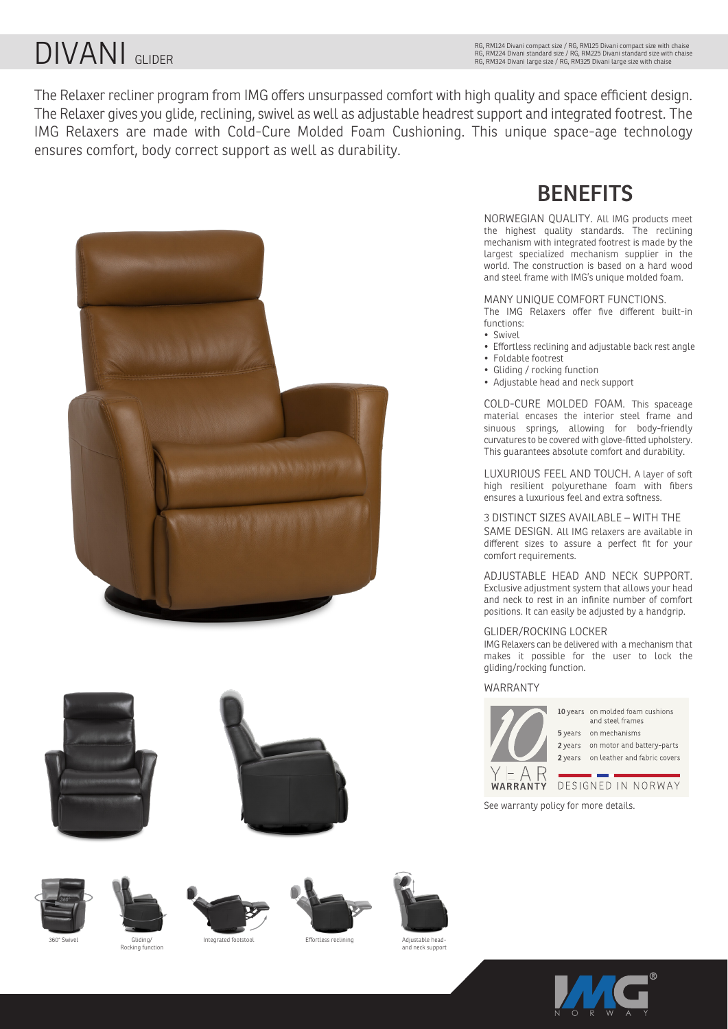# DIVANI GLIDER

RG, RM124 Divani compact size / RG, RM125 Divani compact size with chaise
RG, RM224 Divani standard size / RG, RM225 Divani standard size with chaise
RG, RM324 Divani large size / RG, RM325 Divani large size with chaise

The Relaxer recliner program from IMG offers unsurpassed comfort with high quality and space efficient design. The Relaxer gives you glide, reclining, swivel as well as adjustable headrest support and integrated footrest. The IMG Relaxers are made with Cold-Cure Molded Foam Cushioning. This unique space-age technology ensures comfort, body correct support as well as durability.

## BENEFITS

NORWEGIAN QUALITY. All IMG products meet the highest quality standards. The reclining mechanism with integrated footrest is made by the largest specialized mechanism supplier in the world. The construction is based on a hard wood and steel frame with IMG's unique molded foam.

MANY UNIQUE COMFORT FUNCTIONS.
The IMG Relaxers offer five different built-in functions:

- Swivel
- Effortless reclining and adjustable back rest angle
- Foldable footrest
- Gliding / rocking function
- Adjustable head and neck support

COLD-CURE MOLDED FOAM. This spaceage material encases the interior steel frame and sinuous springs, allowing for body-friendly curvatures to be covered with glove-fitted upholstery. This guarantees absolute comfort and durability.

LUXURIOUS FEEL AND TOUCH. A layer of soft high resilient polyurethane foam with fibers ensures a luxurious feel and extra softness.

3 DISTINCT SIZES AVAILABLE – WITH THE SAME DESIGN. All IMG relaxers are available in different sizes to assure a perfect fit for your comfort requirements.

ADJUSTABLE HEAD AND NECK SUPPORT. Exclusive adjustment system that allows your head and neck to rest in an infinite number of comfort positions. It can easily be adjusted by a handgrip.

GLIDER/ROCKING LOCKER
IMG Relaxers can be delivered with a mechanism that makes it possible for the user to lock the gliding/rocking function.

WARRANTY

10 YEAR WARRANTY

**10** years on molded foam cushions and steel frames
**5** years on mechanisms
**2** years on motor and battery-parts
**2** years on leather and fabric covers

DESIGNED IN NORWAY

See warranty policy for more details.

360° Swivel | Gliding/ Rocking function | Integrated footstool | Effortless reclining | Adjustable head- and neck support

IMG NORWAY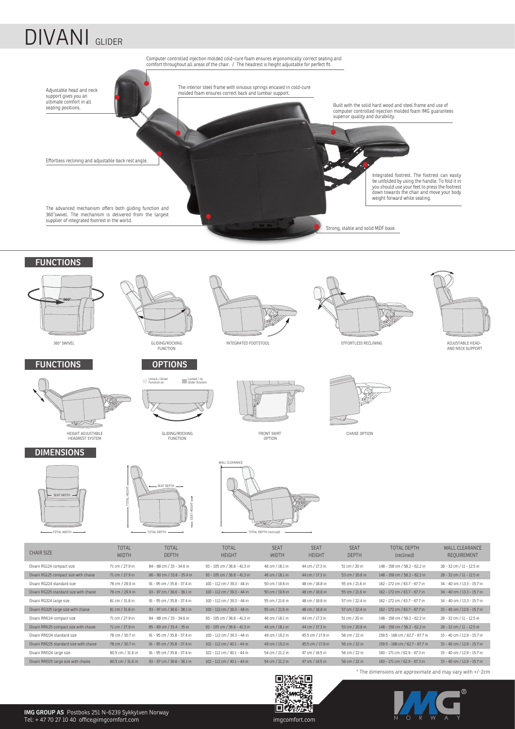# DIVANI GLIDER

Computer controlled injection molded cold-cure foam ensures ergonomically correct seating and comfort throughout all areas of the chair. / The headrest is height adjustable for perfect fit.

Adjustable head and neck support gives you an ultimate comfort in all seating positions.

The interior steel frame with sinuous springs encased in cold-cure molded foam ensures correct back and lumbar support.

Built with the solid hard wood and steel frame and use of computer controlled injection molded foam IMG guarantees superior quality and durability.

Effortless reclining and adjustable back rest angle.

Integrated footrest. The footrest can easily be unfolded by using the handle. To fold it in you should use your feet to press the footrest down towards the chair and move your body weight forward while seating.

The advanced mechanism offers both gliding function and 360°swivel. The mechanism is delivered from the largest supplier of integrated footrest in the world.

Strong, stable and solid MDF base.

## FUNCTIONS

360° SWIVEL

GLIDING/ROCKING FUNCTION

INTEGRATED FOOTSTOOL

EFFORTLESS RECLINING

ADJUSTABLE HEAD- AND NECK SUPPORT

## FUNCTIONS

HEIGHT ADJUSTABLE HEADREST SYSTEM

## OPTIONS

Unlock / Glider Function on

Locked / no Glider function

GLIDING/ROCKING FUNCTION

FRONT SKIRT OPTION

CHAISE OPTION

## DIMENSIONS

SEAT WIDTH

TOTAL WIDTH

TOTAL HEIGHT

SEAT DEPTH

SEAT HEIGHT

TOTAL DEPTH

WALL CLEARANCE

TOTAL DEPTH (reclined)

| CHAIR SIZE | TOTAL WIDTH | TOTAL DEPTH | TOTAL HEIGHT | SEAT WIDTH | SEAT HEIGHT | SEAT DEPTH | TOTAL DEPTH (reclined) | WALL CLEARANCE REQUIREMENT |
|---|---|---|---|---|---|---|---|---|
| Divani RG124 compact size | 71 cm / 27.9 in | 84 - 88 cm / 33 - 34.6 in | 93 - 105 cm / 36.6 - 41.3 in | 46 cm / 18.1 in | 44 cm / 17.3 in | 51 cm / 20 in | 148 - 158 cm / 58.2 - 62.2 in | 28 - 32 cm / 11 - 12.5 in |
| Divani RG125 compact size with chaise | 71 cm / 27.9 in | 86 - 90 cm / 33.8 - 35.4 in | 93 - 105 cm / 36.6 - 41.3 in | 46 cm / 18.1 in | 44 cm / 17.3 in | 53 cm / 20.8 in | 148 - 158 cm / 58.2 - 62.2 in | 28 - 32 cm / 11 - 12.5 in |
| Divani RG224 standard size | 76 cm / 29.9 in | 91 - 95 cm / 35.8 - 37.4 in | 100 - 112 cm / 39.3 - 44 in | 50 cm / 19.6 in | 48 cm / 18.8 in | 55 cm / 21.6 in | 162 - 172 cm / 63.7 - 67.7 in | 34 - 40 cm / 13.3 - 15.7 in |
| Divani RG225 standard size with chaise | 76 cm / 29.9 in | 93 - 97 cm / 36.6 - 38.1 in | 100 - 112 cm / 39.3 - 44 in | 50 cm / 19.6 in | 48 cm / 18.8 in | 55 cm / 21.6 in | 162 - 172 cm / 63.7 - 67.7 in | 34 - 40 cm / 13.3 - 15.7 in |
| Divani RG324 large size | 81 cm / 31.8 in | 91 - 95 cm / 35.8 - 37.4 in | 100 - 112 cm / 39.3 - 44 in | 55 cm / 21.6 in | 48 cm / 18.8 in | 57 cm / 22.4 in | 162 - 172 cm / 63.7 - 67.7 in | 34 - 40 cm / 13.3 - 15.7 in |
| Divani RG325 large size with chaise | 81 cm / 31.8 in | 93 - 97 cm / 36.6 - 38.1 in | 100 - 112 cm / 39.3 - 44 in | 55 cm / 21.6 in | 48 cm / 18.8 in | 57 cm / 22.4 in | 162 - 172 cm / 63.7 - 67.7 in | 33 - 40 cm / 12.9 - 15.7 in |
| Divani RM124 compact size | 71 cm / 27.9 in | 84 - 88 cm / 33 - 34.6 in | 93 - 105 cm / 36.6 - 41.3 in | 46 cm / 18.1 in | 44 cm / 17.3 in | 51 cm / 20 in | 148 - 158 cm / 58.2 - 62.2 in | 28 - 32 cm / 11 - 12.5 in |
| Divani RM125 compact size with chaise | 71 cm / 27.9 in | 85 - 89 cm / 33.4 - 35 in | 93 - 105 cm / 36.6 - 41.3 in | 46 cm / 18.1 in | 44 cm / 17.3 in | 53 cm / 20.8 in | 148 - 158 cm / 58.2 - 62.2 in | 28 - 32 cm / 11 - 12.5 in |
| Divani RM224 standard size | 78 cm / 30.7 in | 91 - 95 cm / 35.8 - 37.4 in | 100 - 112 cm / 39.3 - 44 in | 49 cm / 19.2 in | 45.5 cm / 17.9 in | 56 cm / 22 in | 159.5 - 168 cm / 62.7 - 67.7 in | 33 - 40 cm / 12.9 - 15.7 in |
| Divani RM225 standard size with chaise | 78 cm / 30.7 in | 91 - 95 cm / 35.8 - 37.4 in | 102 - 112 cm / 40.1 - 44 in | 49 cm / 19.2 in | 45.5 cm / 17.9 in | 56 cm / 22 in | 159.5 - 168 cm / 62.7 - 67.7 in | 33 - 40 cm / 12.9 - 15.7 in |
| Divani RM324 large size | 80.5 cm / 31.6 in | 91 - 95 cm / 35.8 - 37.4 in | 102 - 112 cm / 40.1 - 44 in | 54 cm / 21.2 in | 47 cm / 18.5 in | 56 cm / 22 in | 160 - 171 cm / 62.9 - 67.3 in | 33 - 40 cm / 12.9 - 15.7 in |
| Divani RM325 large size with chaise | 80.5 cm / 31.6 in | 93 - 97 cm / 36.6 - 38.1 in | 102 - 112 cm / 40.1 - 44 in | 54 cm / 21.2 in | 47 cm / 18.5 in | 56 cm / 22 in | 160 - 171 cm / 62.9 - 67.3 in | 33 - 40 cm / 12.9 - 15.7 in |

* The dimensions are approximate and may vary with +/-2cm

**IMG GROUP AS** Postboks 251 N-6239 Sykkylven Norway
Tel: + 47 70 27 10 40 office@imgcomfort.com

imgcomfort.com

IMG NORWAY ®